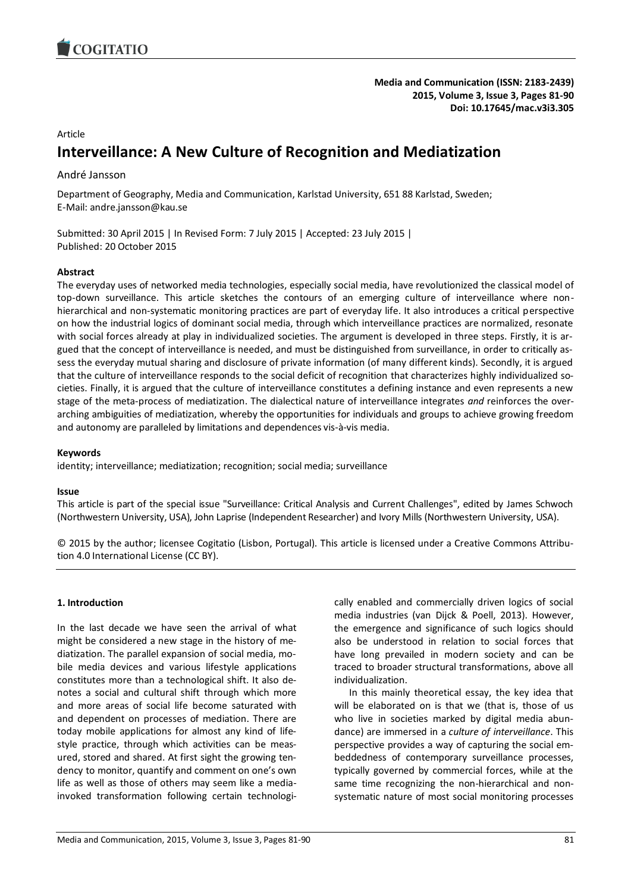Article

# Interveillance: A New Culture of Recognition and Mediatization

André Jansson

Department of Geography, Media and Communication, Karlstad University, 651 88 Karlstad, Sweden; E-Mail: andre.jansson@kau.se

Submitted: 30 April 2015 | In Revised Form: 7 July 2015 | Accepted: 23 July 2015 | Published: 20 October 2015

**Abstract**

The everyday uses of networked media technologies, especially social media, have revolutionized the classical model of top-down surveillance. This article sketches the contours of an emerging culture of interveillance where non-hierarchical and non-systematic monitoring practices are part of everyday life. It also introduces a critical perspective on how the industrial logics of dominant social media, through which interveillance practices are normalized, resonate with social forces already at play in individualized societies. The argument is developed in three steps. Firstly, it is argued that the concept of interveillance is needed, and must be distinguished from surveillance, in order to critically assess the everyday mutual sharing and disclosure of private information (of many different kinds). Secondly, it is argued that the culture of interveillance responds to the social deficit of recognition that characterizes highly individualized societies. Finally, it is argued that the culture of interveillance constitutes a defining instance and even represents a new stage of the meta-process of mediatization. The dialectical nature of interveillance integrates *and* reinforces the overarching ambiguities of mediatization, whereby the opportunities for individuals and groups to achieve growing freedom and autonomy are paralleled by limitations and dependences vis-à-vis media.

**Keywords**

identity; interveillance; mediatization; recognition; social media; surveillance

**Issue**

This article is part of the special issue "Surveillance: Critical Analysis and Current Challenges", edited by James Schwoch (Northwestern University, USA), John Laprise (Independent Researcher) and Ivory Mills (Northwestern University, USA).

© 2015 by the author; licensee Cogitatio (Lisbon, Portugal). This article is licensed under a Creative Commons Attribution 4.0 International License (CC BY).

## 1. Introduction

In the last decade we have seen the arrival of what might be considered a new stage in the history of mediatization. The parallel expansion of social media, mobile media devices and various lifestyle applications constitutes more than a technological shift. It also denotes a social and cultural shift through which more and more areas of social life become saturated with and dependent on processes of mediation. There are today mobile applications for almost any kind of lifestyle practice, through which activities can be measured, stored and shared. At first sight the growing tendency to monitor, quantify and comment on one's own life as well as those of others may seem like a media-invoked transformation following certain technologically enabled and commercially driven logics of social media industries (van Dijck & Poell, 2013). However, the emergence and significance of such logics should also be understood in relation to social forces that have long prevailed in modern society and can be traced to broader structural transformations, above all individualization.

In this mainly theoretical essay, the key idea that will be elaborated on is that we (that is, those of us who live in societies marked by digital media abundance) are immersed in a *culture of interveillance*. This perspective provides a way of capturing the social embeddedness of contemporary surveillance processes, typically governed by commercial forces, while at the same time recognizing the non-hierarchical and non-systematic nature of most social monitoring processes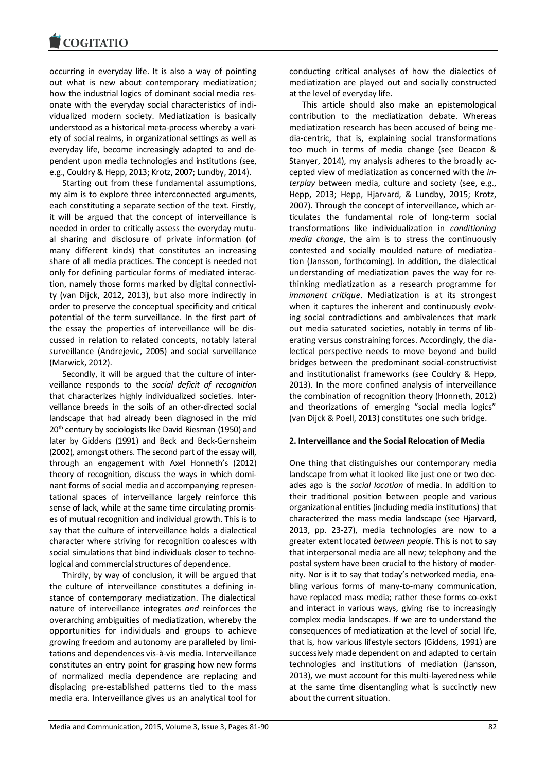occurring in everyday life. It is also a way of pointing out what is new about contemporary mediatization; how the industrial logics of dominant social media resonate with the everyday social characteristics of individualized modern society. Mediatization is basically understood as a historical meta-process whereby a variety of social realms, in organizational settings as well as everyday life, become increasingly adapted to and dependent upon media technologies and institutions (see, e.g., Couldry & Hepp, 2013; Krotz, 2007; Lundby, 2014).

Starting out from these fundamental assumptions, my aim is to explore three interconnected arguments, each constituting a separate section of the text. Firstly, it will be argued that the concept of interveillance is needed in order to critically assess the everyday mutual sharing and disclosure of private information (of many different kinds) that constitutes an increasing share of all media practices. The concept is needed not only for defining particular forms of mediated interaction, namely those forms marked by digital connectivity (van Dijck, 2012, 2013), but also more indirectly in order to preserve the conceptual specificity and critical potential of the term surveillance. In the first part of the essay the properties of interveillance will be discussed in relation to related concepts, notably lateral surveillance (Andrejevic, 2005) and social surveillance (Marwick, 2012).

Secondly, it will be argued that the culture of interveillance responds to the *social deficit of recognition* that characterizes highly individualized societies. Interveillance breeds in the soils of an other-directed social landscape that had already been diagnosed in the mid 20th century by sociologists like David Riesman (1950) and later by Giddens (1991) and Beck and Beck-Gernsheim (2002), amongst others. The second part of the essay will, through an engagement with Axel Honneth's (2012) theory of recognition, discuss the ways in which dominant forms of social media and accompanying representational spaces of interveillance largely reinforce this sense of lack, while at the same time circulating promises of mutual recognition and individual growth. This is to say that the culture of interveillance holds a dialectical character where striving for recognition coalesces with social simulations that bind individuals closer to technological and commercial structures of dependence.

Thirdly, by way of conclusion, it will be argued that the culture of interveillance constitutes a defining instance of contemporary mediatization. The dialectical nature of interveillance integrates *and* reinforces the overarching ambiguities of mediatization, whereby the opportunities for individuals and groups to achieve growing freedom and autonomy are paralleled by limitations and dependences vis-à-vis media. Interveillance constitutes an entry point for grasping how new forms of normalized media dependence are replacing and displacing pre-established patterns tied to the mass media era. Interveillance gives us an analytical tool for conducting critical analyses of how the dialectics of mediatization are played out and socially constructed at the level of everyday life.

This article should also make an epistemological contribution to the mediatization debate. Whereas mediatization research has been accused of being media-centric, that is, explaining social transformations too much in terms of media change (see Deacon & Stanyer, 2014), my analysis adheres to the broadly accepted view of mediatization as concerned with the *interplay* between media, culture and society (see, e.g., Hepp, 2013; Hepp, Hjarvard, & Lundby, 2015; Krotz, 2007). Through the concept of interveillance, which articulates the fundamental role of long-term social transformations like individualization in *conditioning media change*, the aim is to stress the continuously contested and socially moulded nature of mediatization (Jansson, forthcoming). In addition, the dialectical understanding of mediatization paves the way for rethinking mediatization as a research programme for *immanent critique*. Mediatization is at its strongest when it captures the inherent and continuously evolving social contradictions and ambivalences that mark out media saturated societies, notably in terms of liberating versus constraining forces. Accordingly, the dialectical perspective needs to move beyond and build bridges between the predominant social-constructivist and institutionalist frameworks (see Couldry & Hepp, 2013). In the more confined analysis of interveillance the combination of recognition theory (Honneth, 2012) and theorizations of emerging "social media logics" (van Dijck & Poell, 2013) constitutes one such bridge.

## 2. Interveillance and the Social Relocation of Media

One thing that distinguishes our contemporary media landscape from what it looked like just one or two decades ago is the *social location* of media. In addition to their traditional position between people and various organizational entities (including media institutions) that characterized the mass media landscape (see Hjarvard, 2013, pp. 23-27), media technologies are now to a greater extent located *between people*. This is not to say that interpersonal media are all new; telephony and the postal system have been crucial to the history of modernity. Nor is it to say that today's networked media, enabling various forms of many-to-many communication, have replaced mass media; rather these forms co-exist and interact in various ways, giving rise to increasingly complex media landscapes. If we are to understand the consequences of mediatization at the level of social life, that is, how various lifestyle sectors (Giddens, 1991) are successively made dependent on and adapted to certain technologies and institutions of mediation (Jansson, 2013), we must account for this multi-layeredness while at the same time disentangling what is succinctly new about the current situation.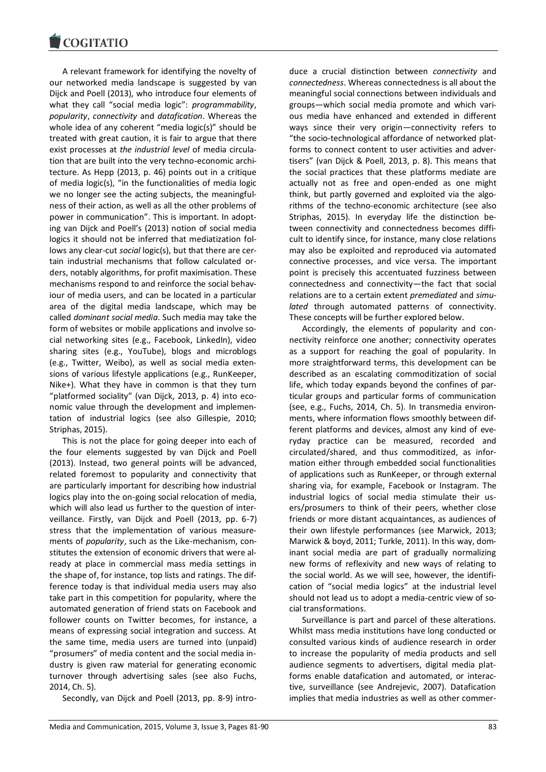A relevant framework for identifying the novelty of our networked media landscape is suggested by van Dijck and Poell (2013), who introduce four elements of what they call "social media logic": *programmability*, *popularity*, *connectivity* and *datafication*. Whereas the whole idea of any coherent "media logic(s)" should be treated with great caution, it is fair to argue that there exist processes at *the industrial level* of media circulation that are built into the very techno-economic architecture. As Hepp (2013, p. 46) points out in a critique of media logic(s), "in the functionalities of media logic we no longer see the acting subjects, the meaningfulness of their action, as well as all the other problems of power in communication". This is important. In adopting van Dijck and Poell's (2013) notion of social media logics it should not be inferred that mediatization follows any clear-cut *social* logic(s), but that there are certain industrial mechanisms that follow calculated orders, notably algorithms, for profit maximisation. These mechanisms respond to and reinforce the social behaviour of media users, and can be located in a particular area of the digital media landscape, which may be called *dominant social media*. Such media may take the form of websites or mobile applications and involve social networking sites (e.g., Facebook, LinkedIn), video sharing sites (e.g., YouTube), blogs and microblogs (e.g., Twitter, Weibo), as well as social media extensions of various lifestyle applications (e.g., RunKeeper, Nike+). What they have in common is that they turn "platformed sociality" (van Dijck, 2013, p. 4) into economic value through the development and implementation of industrial logics (see also Gillespie, 2010; Striphas, 2015).

This is not the place for going deeper into each of the four elements suggested by van Dijck and Poell (2013). Instead, two general points will be advanced, related foremost to popularity and connectivity that are particularly important for describing how industrial logics play into the on-going social relocation of media, which will also lead us further to the question of interveillance. Firstly, van Dijck and Poell (2013, pp. 6-7) stress that the implementation of various measurements of *popularity*, such as the Like-mechanism, constitutes the extension of economic drivers that were already at place in commercial mass media settings in the shape of, for instance, top lists and ratings. The difference today is that individual media users may also take part in this competition for popularity, where the automated generation of friend stats on Facebook and follower counts on Twitter becomes, for instance, a means of expressing social integration and success. At the same time, media users are turned into (unpaid) "prosumers" of media content and the social media industry is given raw material for generating economic turnover through advertising sales (see also Fuchs, 2014, Ch. 5).

Secondly, van Dijck and Poell (2013, pp. 8-9) introduce a crucial distinction between *connectivity* and *connectedness*. Whereas connectedness is all about the meaningful social connections between individuals and groups—which social media promote and which various media have enhanced and extended in different ways since their very origin—connectivity refers to "the socio-technological affordance of networked platforms to connect content to user activities and advertisers" (van Dijck & Poell, 2013, p. 8). This means that the social practices that these platforms mediate are actually not as free and open-ended as one might think, but partly governed and exploited via the algorithms of the techno-economic architecture (see also Striphas, 2015). In everyday life the distinction between connectivity and connectedness becomes difficult to identify since, for instance, many close relations may also be exploited and reproduced via automated connective processes, and vice versa. The important point is precisely this accentuated fuzziness between connectedness and connectivity—the fact that social relations are to a certain extent *premediated* and *simulated* through automated patterns of connectivity. These concepts will be further explored below.

Accordingly, the elements of popularity and connectivity reinforce one another; connectivity operates as a support for reaching the goal of popularity. In more straightforward terms, this development can be described as an escalating commoditization of social life, which today expands beyond the confines of particular groups and particular forms of communication (see, e.g., Fuchs, 2014, Ch. 5). In transmedia environments, where information flows smoothly between different platforms and devices, almost any kind of everyday practice can be measured, recorded and circulated/shared, and thus commoditized, as information either through embedded social functionalities of applications such as RunKeeper, or through external sharing via, for example, Facebook or Instagram. The industrial logics of social media stimulate their users/prosumers to think of their peers, whether close friends or more distant acquaintances, as audiences of their own lifestyle performances (see Marwick, 2013; Marwick & boyd, 2011; Turkle, 2011). In this way, dominant social media are part of gradually normalizing new forms of reflexivity and new ways of relating to the social world. As we will see, however, the identification of "social media logics" at the industrial level should not lead us to adopt a media-centric view of social transformations.

Surveillance is part and parcel of these alterations. Whilst mass media institutions have long conducted or consulted various kinds of audience research in order to increase the popularity of media products and sell audience segments to advertisers, digital media platforms enable datafication and automated, or interactive, surveillance (see Andrejevic, 2007). Datafication implies that media industries as well as other commer-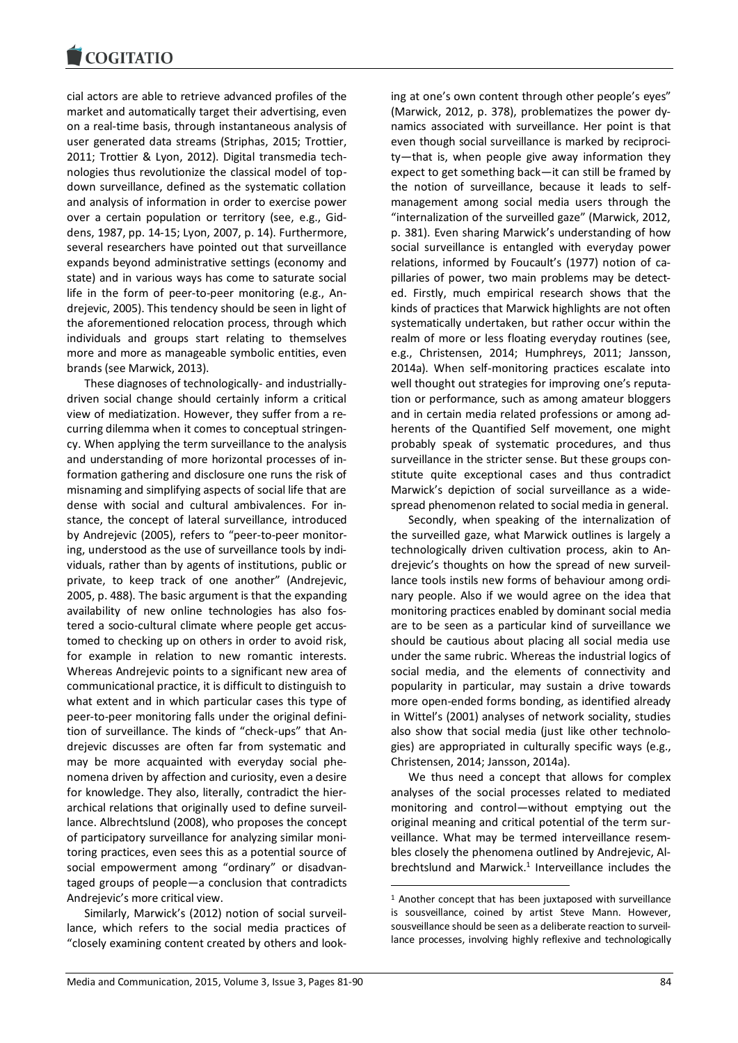cial actors are able to retrieve advanced profiles of the market and automatically target their advertising, even on a real-time basis, through instantaneous analysis of user generated data streams (Striphas, 2015; Trottier, 2011; Trottier & Lyon, 2012). Digital transmedia technologies thus revolutionize the classical model of top-down surveillance, defined as the systematic collation and analysis of information in order to exercise power over a certain population or territory (see, e.g., Giddens, 1987, pp. 14-15; Lyon, 2007, p. 14). Furthermore, several researchers have pointed out that surveillance expands beyond administrative settings (economy and state) and in various ways has come to saturate social life in the form of peer-to-peer monitoring (e.g., Andrejevic, 2005). This tendency should be seen in light of the aforementioned relocation process, through which individuals and groups start relating to themselves more and more as manageable symbolic entities, even brands (see Marwick, 2013).

These diagnoses of technologically- and industrially-driven social change should certainly inform a critical view of mediatization. However, they suffer from a recurring dilemma when it comes to conceptual stringency. When applying the term surveillance to the analysis and understanding of more horizontal processes of information gathering and disclosure one runs the risk of misnaming and simplifying aspects of social life that are dense with social and cultural ambivalences. For instance, the concept of lateral surveillance, introduced by Andrejevic (2005), refers to "peer-to-peer monitoring, understood as the use of surveillance tools by individuals, rather than by agents of institutions, public or private, to keep track of one another" (Andrejevic, 2005, p. 488). The basic argument is that the expanding availability of new online technologies has also fostered a socio-cultural climate where people get accustomed to checking up on others in order to avoid risk, for example in relation to new romantic interests. Whereas Andrejevic points to a significant new area of communicational practice, it is difficult to distinguish to what extent and in which particular cases this type of peer-to-peer monitoring falls under the original definition of surveillance. The kinds of "check-ups" that Andrejevic discusses are often far from systematic and may be more acquainted with everyday social phenomena driven by affection and curiosity, even a desire for knowledge. They also, literally, contradict the hierarchical relations that originally used to define surveillance. Albrechtslund (2008), who proposes the concept of participatory surveillance for analyzing similar monitoring practices, even sees this as a potential source of social empowerment among "ordinary" or disadvantaged groups of people—a conclusion that contradicts Andrejevic's more critical view.

Similarly, Marwick's (2012) notion of social surveillance, which refers to the social media practices of "closely examining content created by others and looking at one's own content through other people's eyes" (Marwick, 2012, p. 378), problematizes the power dynamics associated with surveillance. Her point is that even though social surveillance is marked by reciprocity—that is, when people give away information they expect to get something back—it can still be framed by the notion of surveillance, because it leads to self-management among social media users through the "internalization of the surveilled gaze" (Marwick, 2012, p. 381). Even sharing Marwick's understanding of how social surveillance is entangled with everyday power relations, informed by Foucault's (1977) notion of capillaries of power, two main problems may be detected. Firstly, much empirical research shows that the kinds of practices that Marwick highlights are not often systematically undertaken, but rather occur within the realm of more or less floating everyday routines (see, e.g., Christensen, 2014; Humphreys, 2011; Jansson, 2014a). When self-monitoring practices escalate into well thought out strategies for improving one's reputation or performance, such as among amateur bloggers and in certain media related professions or among adherents of the Quantified Self movement, one might probably speak of systematic procedures, and thus surveillance in the stricter sense. But these groups constitute quite exceptional cases and thus contradict Marwick's depiction of social surveillance as a widespread phenomenon related to social media in general.

Secondly, when speaking of the internalization of the surveilled gaze, what Marwick outlines is largely a technologically driven cultivation process, akin to Andrejevic's thoughts on how the spread of new surveillance tools instils new forms of behaviour among ordinary people. Also if we would agree on the idea that monitoring practices enabled by dominant social media are to be seen as a particular kind of surveillance we should be cautious about placing all social media use under the same rubric. Whereas the industrial logics of social media, and the elements of connectivity and popularity in particular, may sustain a drive towards more open-ended forms bonding, as identified already in Wittel's (2001) analyses of network sociality, studies also show that social media (just like other technologies) are appropriated in culturally specific ways (e.g., Christensen, 2014; Jansson, 2014a).

We thus need a concept that allows for complex analyses of the social processes related to mediated monitoring and control—without emptying out the original meaning and critical potential of the term surveillance. What may be termed interveillance resembles closely the phenomena outlined by Andrejevic, Albrechtslund and Marwick.[1] Interveillance includes the

[1] Another concept that has been juxtaposed with surveillance is sousveillance, coined by artist Steve Mann. However, sousveillance should be seen as a deliberate reaction to surveillance processes, involving highly reflexive and technologically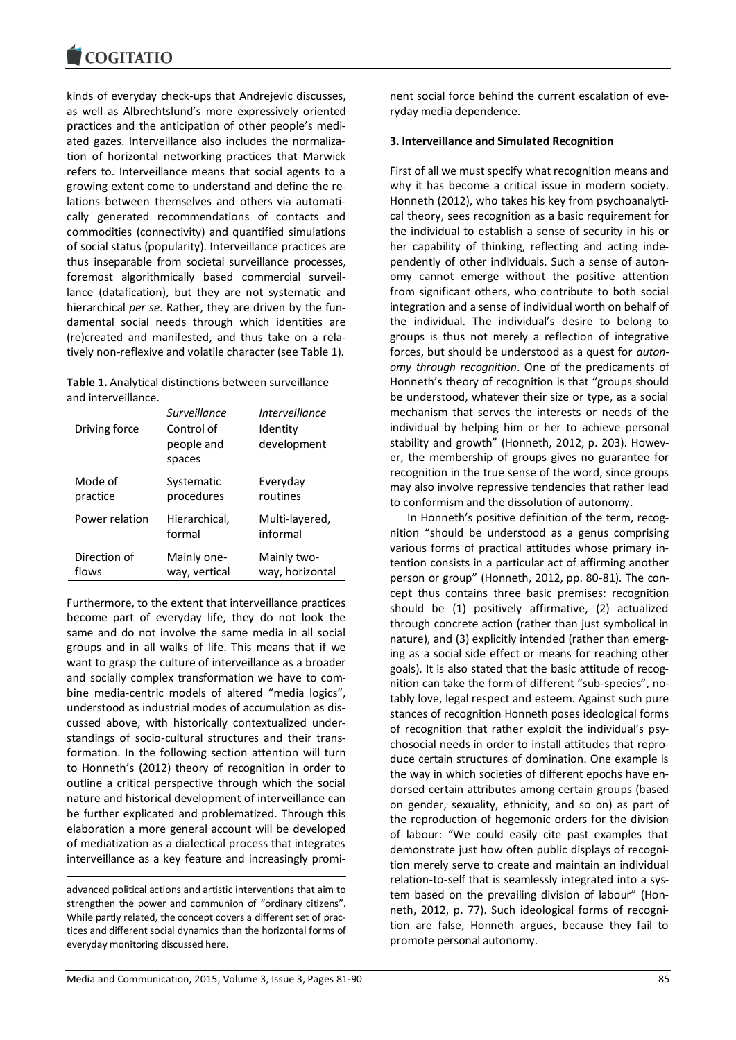kinds of everyday check-ups that Andrejevic discusses, as well as Albrechtslund's more expressively oriented practices and the anticipation of other people's mediated gazes. Interveillance also includes the normalization of horizontal networking practices that Marwick refers to. Interveillance means that social agents to a growing extent come to understand and define the relations between themselves and others via automatically generated recommendations of contacts and commodities (connectivity) and quantified simulations of social status (popularity). Interveillance practices are thus inseparable from societal surveillance processes, foremost algorithmically based commercial surveillance (datafication), but they are not systematic and hierarchical *per se*. Rather, they are driven by the fundamental social needs through which identities are (re)created and manifested, and thus take on a relatively non-reflexive and volatile character (see Table 1).

**Table 1.** Analytical distinctions between surveillance and interveillance.

| | *Surveillance* | *Interveillance* |
|---|---|---|
| Driving force | Control of people and spaces | Identity development |
| Mode of practice | Systematic procedures | Everyday routines |
| Power relation | Hierarchical, formal | Multi-layered, informal |
| Direction of flows | Mainly one-way, vertical | Mainly two-way, horizontal |

Furthermore, to the extent that interveillance practices become part of everyday life, they do not look the same and do not involve the same media in all social groups and in all walks of life. This means that if we want to grasp the culture of interveillance as a broader and socially complex transformation we have to combine media-centric models of altered "media logics", understood as industrial modes of accumulation as discussed above, with historically contextualized understandings of socio-cultural structures and their transformation. In the following section attention will turn to Honneth's (2012) theory of recognition in order to outline a critical perspective through which the social nature and historical development of interveillance can be further explicated and problematized. Through this elaboration a more general account will be developed of mediatization as a dialectical process that integrates interveillance as a key feature and increasingly prominent social force behind the current escalation of everyday media dependence.

## 3. Interveillance and Simulated Recognition

First of all we must specify what recognition means and why it has become a critical issue in modern society. Honneth (2012), who takes his key from psychoanalytical theory, sees recognition as a basic requirement for the individual to establish a sense of security in his or her capability of thinking, reflecting and acting independently of other individuals. Such a sense of autonomy cannot emerge without the positive attention from significant others, who contribute to both social integration and a sense of individual worth on behalf of the individual. The individual's desire to belong to groups is thus not merely a reflection of integrative forces, but should be understood as a quest for *autonomy through recognition*. One of the predicaments of Honneth's theory of recognition is that "groups should be understood, whatever their size or type, as a social mechanism that serves the interests or needs of the individual by helping him or her to achieve personal stability and growth" (Honneth, 2012, p. 203). However, the membership of groups gives no guarantee for recognition in the true sense of the word, since groups may also involve repressive tendencies that rather lead to conformism and the dissolution of autonomy.

In Honneth's positive definition of the term, recognition "should be understood as a genus comprising various forms of practical attitudes whose primary intention consists in a particular act of affirming another person or group" (Honneth, 2012, pp. 80-81). The concept thus contains three basic premises: recognition should be (1) positively affirmative, (2) actualized through concrete action (rather than just symbolical in nature), and (3) explicitly intended (rather than emerging as a social side effect or means for reaching other goals). It is also stated that the basic attitude of recognition can take the form of different "sub-species", notably love, legal respect and esteem. Against such pure stances of recognition Honneth poses ideological forms of recognition that rather exploit the individual's psychosocial needs in order to install attitudes that reproduce certain structures of domination. One example is the way in which societies of different epochs have endorsed certain attributes among certain groups (based on gender, sexuality, ethnicity, and so on) as part of the reproduction of hegemonic orders for the division of labour: "We could easily cite past examples that demonstrate just how often public displays of recognition merely serve to create and maintain an individual relation-to-self that is seamlessly integrated into a system based on the prevailing division of labour" (Honneth, 2012, p. 77). Such ideological forms of recognition are false, Honneth argues, because they fail to promote personal autonomy.

advanced political actions and artistic interventions that aim to strengthen the power and communion of "ordinary citizens". While partly related, the concept covers a different set of practices and different social dynamics than the horizontal forms of everyday monitoring discussed here.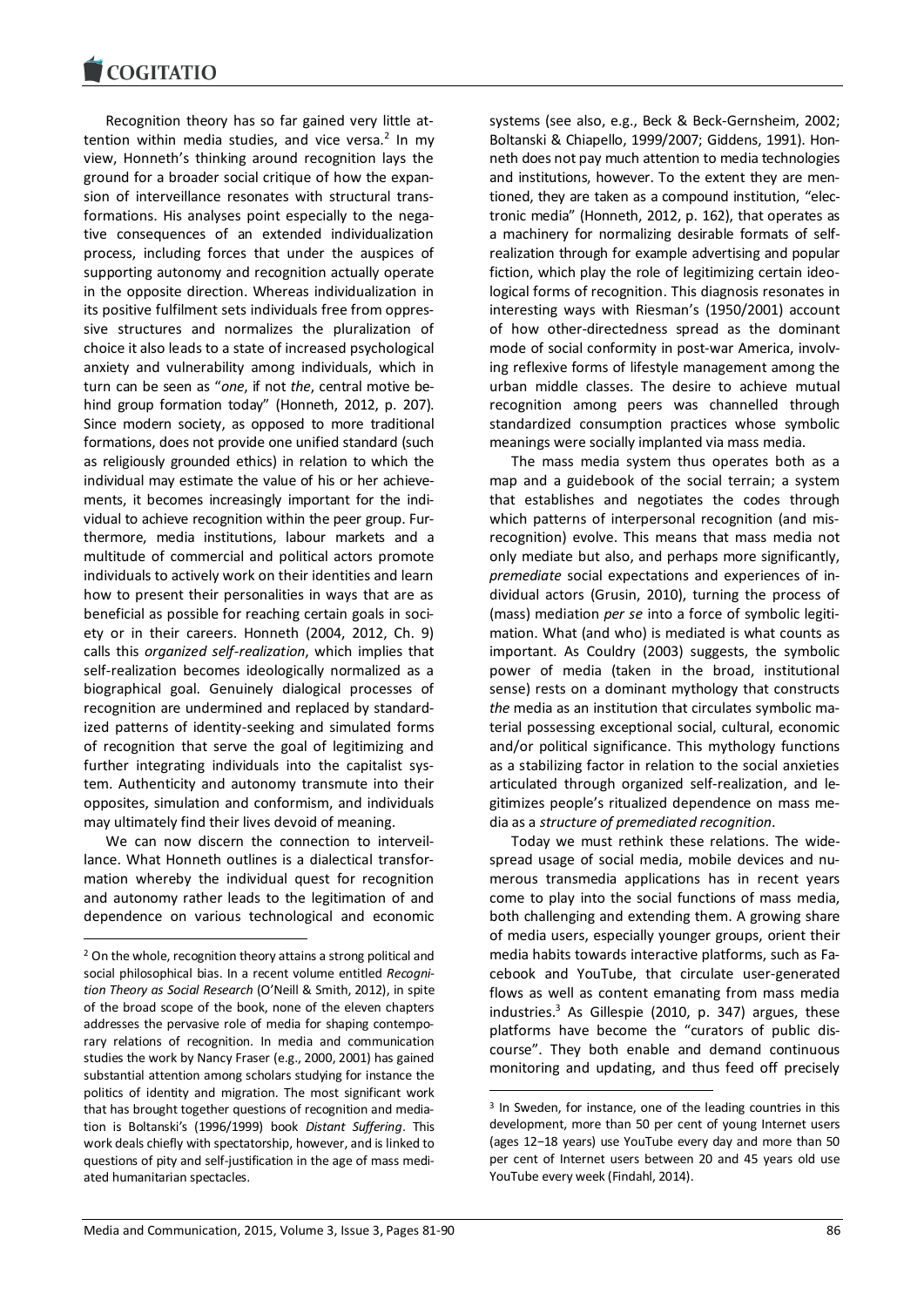Recognition theory has so far gained very little attention within media studies, and vice versa.[2] In my view, Honneth's thinking around recognition lays the ground for a broader social critique of how the expansion of interveillance resonates with structural transformations. His analyses point especially to the negative consequences of an extended individualization process, including forces that under the auspices of supporting autonomy and recognition actually operate in the opposite direction. Whereas individualization in its positive fulfilment sets individuals free from oppressive structures and normalizes the pluralization of choice it also leads to a state of increased psychological anxiety and vulnerability among individuals, which in turn can be seen as "*one*, if not *the*, central motive behind group formation today" (Honneth, 2012, p. 207). Since modern society, as opposed to more traditional formations, does not provide one unified standard (such as religiously grounded ethics) in relation to which the individual may estimate the value of his or her achievements, it becomes increasingly important for the individual to achieve recognition within the peer group. Furthermore, media institutions, labour markets and a multitude of commercial and political actors promote individuals to actively work on their identities and learn how to present their personalities in ways that are as beneficial as possible for reaching certain goals in society or in their careers. Honneth (2004, 2012, Ch. 9) calls this *organized self-realization*, which implies that self-realization becomes ideologically normalized as a biographical goal. Genuinely dialogical processes of recognition are undermined and replaced by standardized patterns of identity-seeking and simulated forms of recognition that serve the goal of legitimizing and further integrating individuals into the capitalist system. Authenticity and autonomy transmute into their opposites, simulation and conformism, and individuals may ultimately find their lives devoid of meaning.

We can now discern the connection to interveillance. What Honneth outlines is a dialectical transformation whereby the individual quest for recognition and autonomy rather leads to the legitimation of and dependence on various technological and economic systems (see also, e.g., Beck & Beck-Gernsheim, 2002; Boltanski & Chiapello, 1999/2007; Giddens, 1991). Honneth does not pay much attention to media technologies and institutions, however. To the extent they are mentioned, they are taken as a compound institution, "electronic media" (Honneth, 2012, p. 162), that operates as a machinery for normalizing desirable formats of self-realization through for example advertising and popular fiction, which play the role of legitimizing certain ideological forms of recognition. This diagnosis resonates in interesting ways with Riesman's (1950/2001) account of how other-directedness spread as the dominant mode of social conformity in post-war America, involving reflexive forms of lifestyle management among the urban middle classes. The desire to achieve mutual recognition among peers was channelled through standardized consumption practices whose symbolic meanings were socially implanted via mass media.

The mass media system thus operates both as a map and a guidebook of the social terrain; a system that establishes and negotiates the codes through which patterns of interpersonal recognition (and misrecognition) evolve. This means that mass media not only mediate but also, and perhaps more significantly, *premediate* social expectations and experiences of individual actors (Grusin, 2010), turning the process of (mass) mediation *per se* into a force of symbolic legitimation. What (and who) is mediated is what counts as important. As Couldry (2003) suggests, the symbolic power of media (taken in the broad, institutional sense) rests on a dominant mythology that constructs *the* media as an institution that circulates symbolic material possessing exceptional social, cultural, economic and/or political significance. This mythology functions as a stabilizing factor in relation to the social anxieties articulated through organized self-realization, and legitimizes people's ritualized dependence on mass media as a *structure of premediated recognition*.

Today we must rethink these relations. The widespread usage of social media, mobile devices and numerous transmedia applications has in recent years come to play into the social functions of mass media, both challenging and extending them. A growing share of media users, especially younger groups, orient their media habits towards interactive platforms, such as Facebook and YouTube, that circulate user-generated flows as well as content emanating from mass media industries.[3] As Gillespie (2010, p. 347) argues, these platforms have become the "curators of public discourse". They both enable and demand continuous monitoring and updating, and thus feed off precisely

[2] On the whole, recognition theory attains a strong political and social philosophical bias. In a recent volume entitled *Recognition Theory as Social Research* (O'Neill & Smith, 2012), in spite of the broad scope of the book, none of the eleven chapters addresses the pervasive role of media for shaping contemporary relations of recognition. In media and communication studies the work by Nancy Fraser (e.g., 2000, 2001) has gained substantial attention among scholars studying for instance the politics of identity and migration. The most significant work that has brought together questions of recognition and mediation is Boltanski's (1996/1999) book *Distant Suffering*. This work deals chiefly with spectatorship, however, and is linked to questions of pity and self-justification in the age of mass mediated humanitarian spectacles.

[3] In Sweden, for instance, one of the leading countries in this development, more than 50 per cent of young Internet users (ages 12−18 years) use YouTube every day and more than 50 per cent of Internet users between 20 and 45 years old use YouTube every week (Findahl, 2014).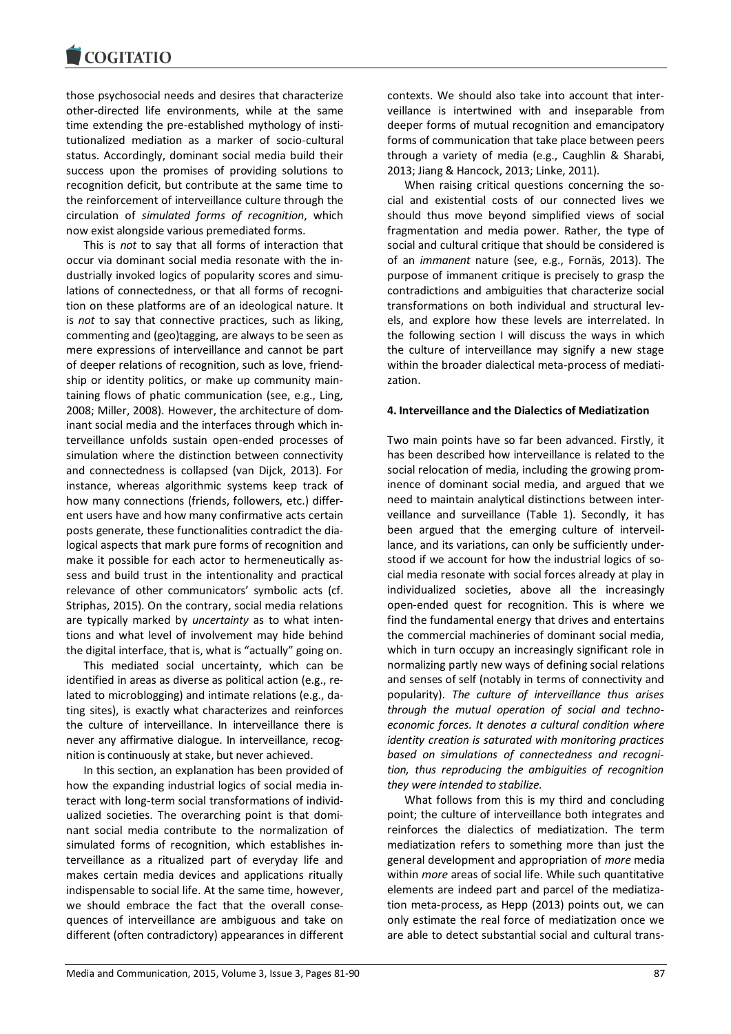those psychosocial needs and desires that characterize other-directed life environments, while at the same time extending the pre-established mythology of institutionalized mediation as a marker of socio-cultural status. Accordingly, dominant social media build their success upon the promises of providing solutions to recognition deficit, but contribute at the same time to the reinforcement of interveillance culture through the circulation of *simulated forms of recognition*, which now exist alongside various premediated forms.

This is *not* to say that all forms of interaction that occur via dominant social media resonate with the industrially invoked logics of popularity scores and simulations of connectedness, or that all forms of recognition on these platforms are of an ideological nature. It is *not* to say that connective practices, such as liking, commenting and (geo)tagging, are always to be seen as mere expressions of interveillance and cannot be part of deeper relations of recognition, such as love, friendship or identity politics, or make up community maintaining flows of phatic communication (see, e.g., Ling, 2008; Miller, 2008). However, the architecture of dominant social media and the interfaces through which interveillance unfolds sustain open-ended processes of simulation where the distinction between connectivity and connectedness is collapsed (van Dijck, 2013). For instance, whereas algorithmic systems keep track of how many connections (friends, followers, etc.) different users have and how many confirmative acts certain posts generate, these functionalities contradict the dialogical aspects that mark pure forms of recognition and make it possible for each actor to hermeneutically assess and build trust in the intentionality and practical relevance of other communicators' symbolic acts (cf. Striphas, 2015). On the contrary, social media relations are typically marked by *uncertainty* as to what intentions and what level of involvement may hide behind the digital interface, that is, what is "actually" going on.

This mediated social uncertainty, which can be identified in areas as diverse as political action (e.g., related to microblogging) and intimate relations (e.g., dating sites), is exactly what characterizes and reinforces the culture of interveillance. In interveillance there is never any affirmative dialogue. In interveillance, recognition is continuously at stake, but never achieved.

In this section, an explanation has been provided of how the expanding industrial logics of social media interact with long-term social transformations of individualized societies. The overarching point is that dominant social media contribute to the normalization of simulated forms of recognition, which establishes interveillance as a ritualized part of everyday life and makes certain media devices and applications ritually indispensable to social life. At the same time, however, we should embrace the fact that the overall consequences of interveillance are ambiguous and take on different (often contradictory) appearances in different contexts. We should also take into account that interveillance is intertwined with and inseparable from deeper forms of mutual recognition and emancipatory forms of communication that take place between peers through a variety of media (e.g., Caughlin & Sharabi, 2013; Jiang & Hancock, 2013; Linke, 2011).

When raising critical questions concerning the social and existential costs of our connected lives we should thus move beyond simplified views of social fragmentation and media power. Rather, the type of social and cultural critique that should be considered is of an *immanent* nature (see, e.g., Fornäs, 2013). The purpose of immanent critique is precisely to grasp the contradictions and ambiguities that characterize social transformations on both individual and structural levels, and explore how these levels are interrelated. In the following section I will discuss the ways in which the culture of interveillance may signify a new stage within the broader dialectical meta-process of mediatization.

## 4. Interveillance and the Dialectics of Mediatization

Two main points have so far been advanced. Firstly, it has been described how interveillance is related to the social relocation of media, including the growing prominence of dominant social media, and argued that we need to maintain analytical distinctions between interveillance and surveillance (Table 1). Secondly, it has been argued that the emerging culture of interveillance, and its variations, can only be sufficiently understood if we account for how the industrial logics of social media resonate with social forces already at play in individualized societies, above all the increasingly open-ended quest for recognition. This is where we find the fundamental energy that drives and entertains the commercial machineries of dominant social media, which in turn occupy an increasingly significant role in normalizing partly new ways of defining social relations and senses of self (notably in terms of connectivity and popularity). *The culture of interveillance thus arises through the mutual operation of social and techno-economic forces. It denotes a cultural condition where identity creation is saturated with monitoring practices based on simulations of connectedness and recognition, thus reproducing the ambiguities of recognition they were intended to stabilize.*

What follows from this is my third and concluding point; the culture of interveillance both integrates and reinforces the dialectics of mediatization. The term mediatization refers to something more than just the general development and appropriation of *more* media within *more* areas of social life. While such quantitative elements are indeed part and parcel of the mediatization meta-process, as Hepp (2013) points out, we can only estimate the real force of mediatization once we are able to detect substantial social and cultural trans-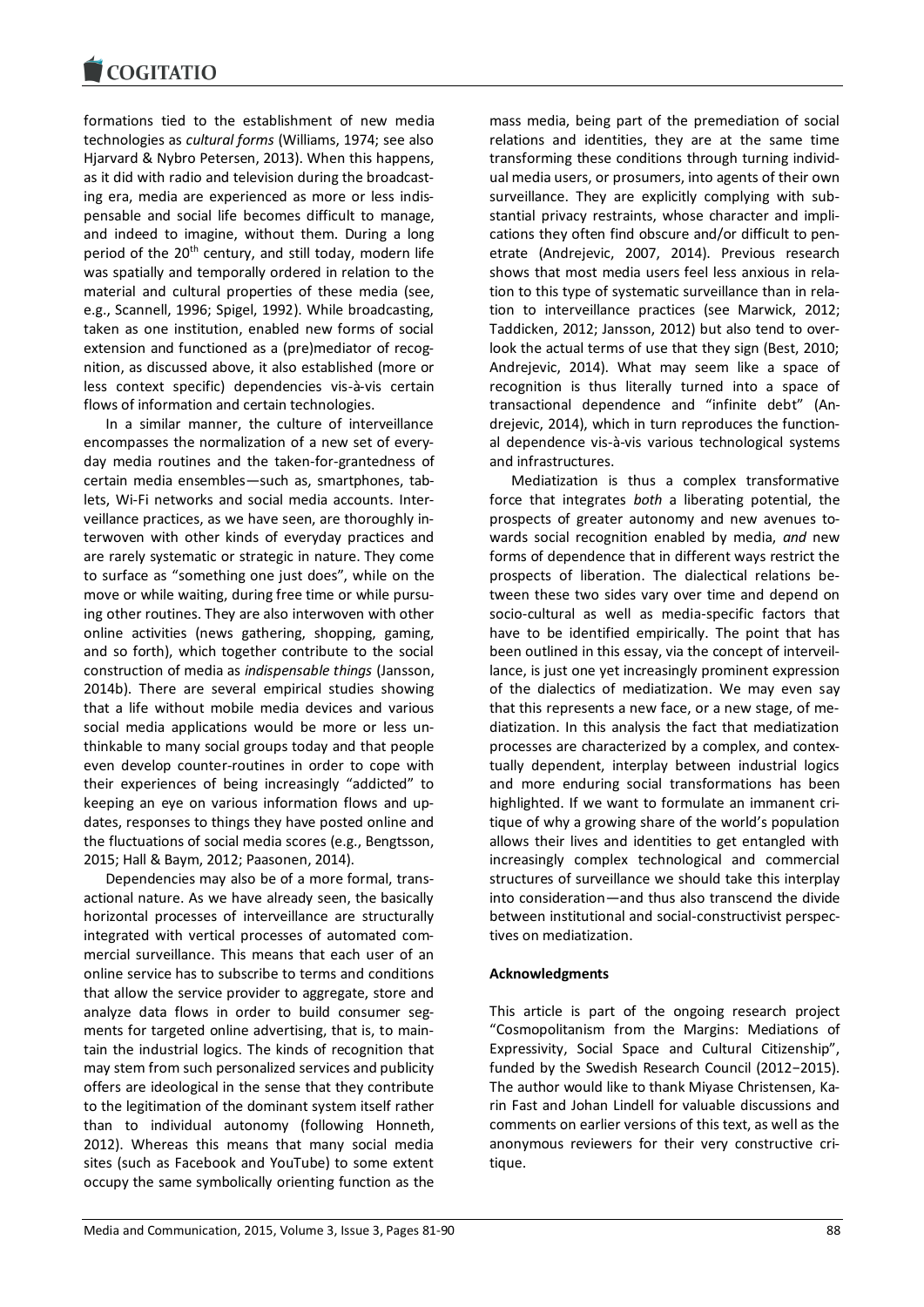formations tied to the establishment of new media technologies as *cultural forms* (Williams, 1974; see also Hjarvard & Nybro Petersen, 2013). When this happens, as it did with radio and television during the broadcasting era, media are experienced as more or less indispensable and social life becomes difficult to manage, and indeed to imagine, without them. During a long period of the 20th century, and still today, modern life was spatially and temporally ordered in relation to the material and cultural properties of these media (see, e.g., Scannell, 1996; Spigel, 1992). While broadcasting, taken as one institution, enabled new forms of social extension and functioned as a (pre)mediator of recognition, as discussed above, it also established (more or less context specific) dependencies vis-à-vis certain flows of information and certain technologies.

In a similar manner, the culture of interveillance encompasses the normalization of a new set of everyday media routines and the taken-for-grantedness of certain media ensembles—such as, smartphones, tablets, Wi-Fi networks and social media accounts. Interveillance practices, as we have seen, are thoroughly interwoven with other kinds of everyday practices and are rarely systematic or strategic in nature. They come to surface as "something one just does", while on the move or while waiting, during free time or while pursuing other routines. They are also interwoven with other online activities (news gathering, shopping, gaming, and so forth), which together contribute to the social construction of media as *indispensable things* (Jansson, 2014b). There are several empirical studies showing that a life without mobile media devices and various social media applications would be more or less unthinkable to many social groups today and that people even develop counter-routines in order to cope with their experiences of being increasingly "addicted" to keeping an eye on various information flows and updates, responses to things they have posted online and the fluctuations of social media scores (e.g., Bengtsson, 2015; Hall & Baym, 2012; Paasonen, 2014).

Dependencies may also be of a more formal, transactional nature. As we have already seen, the basically horizontal processes of interveillance are structurally integrated with vertical processes of automated commercial surveillance. This means that each user of an online service has to subscribe to terms and conditions that allow the service provider to aggregate, store and analyze data flows in order to build consumer segments for targeted online advertising, that is, to maintain the industrial logics. The kinds of recognition that may stem from such personalized services and publicity offers are ideological in the sense that they contribute to the legitimation of the dominant system itself rather than to individual autonomy (following Honneth, 2012). Whereas this means that many social media sites (such as Facebook and YouTube) to some extent occupy the same symbolically orienting function as the mass media, being part of the premediation of social relations and identities, they are at the same time transforming these conditions through turning individual media users, or prosumers, into agents of their own surveillance. They are explicitly complying with substantial privacy restraints, whose character and implications they often find obscure and/or difficult to penetrate (Andrejevic, 2007, 2014). Previous research shows that most media users feel less anxious in relation to this type of systematic surveillance than in relation to interveillance practices (see Marwick, 2012; Taddicken, 2012; Jansson, 2012) but also tend to overlook the actual terms of use that they sign (Best, 2010; Andrejevic, 2014). What may seem like a space of recognition is thus literally turned into a space of transactional dependence and "infinite debt" (Andrejevic, 2014), which in turn reproduces the functional dependence vis-à-vis various technological systems and infrastructures.

Mediatization is thus a complex transformative force that integrates *both* a liberating potential, the prospects of greater autonomy and new avenues towards social recognition enabled by media, *and* new forms of dependence that in different ways restrict the prospects of liberation. The dialectical relations between these two sides vary over time and depend on socio-cultural as well as media-specific factors that have to be identified empirically. The point that has been outlined in this essay, via the concept of interveillance, is just one yet increasingly prominent expression of the dialectics of mediatization. We may even say that this represents a new face, or a new stage, of mediatization. In this analysis the fact that mediatization processes are characterized by a complex, and contextually dependent, interplay between industrial logics and more enduring social transformations has been highlighted. If we want to formulate an immanent critique of why a growing share of the world's population allows their lives and identities to get entangled with increasingly complex technological and commercial structures of surveillance we should take this interplay into consideration—and thus also transcend the divide between institutional and social-constructivist perspectives on mediatization.

**Acknowledgments**

This article is part of the ongoing research project "Cosmopolitanism from the Margins: Mediations of Expressivity, Social Space and Cultural Citizenship", funded by the Swedish Research Council (2012−2015). The author would like to thank Miyase Christensen, Karin Fast and Johan Lindell for valuable discussions and comments on earlier versions of this text, as well as the anonymous reviewers for their very constructive critique.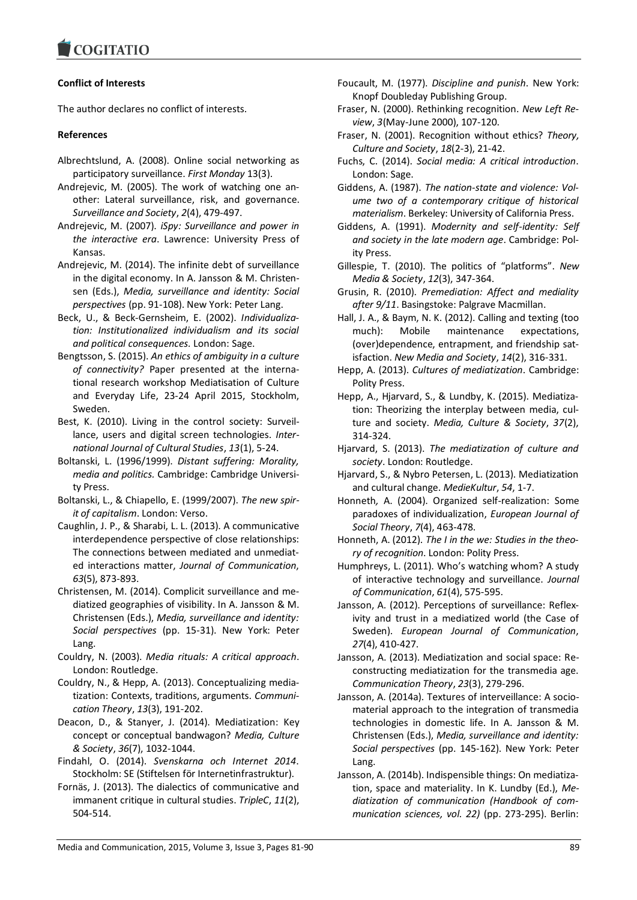## Conflict of Interests

The author declares no conflict of interests.

## References

Albrechtslund, A. (2008). Online social networking as participatory surveillance. *First Monday* 13(3).

Andrejevic, M. (2005). The work of watching one another: Lateral surveillance, risk, and governance. *Surveillance and Society*, *2*(4), 479-497.

Andrejevic, M. (2007). *iSpy: Surveillance and power in the interactive era*. Lawrence: University Press of Kansas.

Andrejevic, M. (2014). The infinite debt of surveillance in the digital economy. In A. Jansson & M. Christensen (Eds.), *Media, surveillance and identity: Social perspectives* (pp. 91-108). New York: Peter Lang.

Beck, U., & Beck-Gernsheim, E. (2002). *Individualization: Institutionalized individualism and its social and political consequences.* London: Sage.

Bengtsson, S. (2015). *An ethics of ambiguity in a culture of connectivity?* Paper presented at the international research workshop Mediatisation of Culture and Everyday Life, 23-24 April 2015, Stockholm, Sweden.

Best, K. (2010). Living in the control society: Surveillance, users and digital screen technologies. *International Journal of Cultural Studies*, *13*(1), 5-24.

Boltanski, L. (1996/1999). *Distant suffering: Morality, media and politics.* Cambridge: Cambridge University Press.

Boltanski, L., & Chiapello, E. (1999/2007). *The new spirit of capitalism*. London: Verso.

Caughlin, J. P., & Sharabi, L. L. (2013). A communicative interdependence perspective of close relationships: The connections between mediated and unmediated interactions matter, *Journal of Communication*, *63*(5), 873-893.

Christensen, M. (2014). Complicit surveillance and mediatized geographies of visibility. In A. Jansson & M. Christensen (Eds.), *Media, surveillance and identity: Social perspectives* (pp. 15-31). New York: Peter Lang.

Couldry, N. (2003). *Media rituals: A critical approach*. London: Routledge.

Couldry, N., & Hepp, A. (2013). Conceptualizing mediatization: Contexts, traditions, arguments. *Communication Theory*, *13*(3), 191-202.

Deacon, D., & Stanyer, J. (2014). Mediatization: Key concept or conceptual bandwagon? *Media, Culture & Society*, *36*(7), 1032-1044.

Findahl, O. (2014). *Svenskarna och Internet 2014*. Stockholm: SE (Stiftelsen för Internetinfrastruktur).

Fornäs, J. (2013). The dialectics of communicative and immanent critique in cultural studies. *TripleC*, *11*(2), 504-514.

Foucault, M. (1977). *Discipline and punish*. New York: Knopf Doubleday Publishing Group.

Fraser, N. (2000). Rethinking recognition. *New Left Review*, *3*(May-June 2000), 107-120.

Fraser, N. (2001). Recognition without ethics? *Theory, Culture and Society*, *18*(2-3), 21-42.

Fuchs, C. (2014). *Social media: A critical introduction*. London: Sage.

Giddens, A. (1987). *The nation-state and violence: Volume two of a contemporary critique of historical materialism*. Berkeley: University of California Press.

Giddens, A. (1991). *Modernity and self-identity: Self and society in the late modern age*. Cambridge: Polity Press.

Gillespie, T. (2010). The politics of "platforms". *New Media & Society*, *12*(3), 347-364.

Grusin, R. (2010). *Premediation: Affect and mediality after 9/11*. Basingstoke: Palgrave Macmillan.

Hall, J. A., & Baym, N. K. (2012). Calling and texting (too much): Mobile maintenance expectations, (over)dependence, entrapment, and friendship satisfaction. *New Media and Society*, *14*(2), 316-331.

Hepp, A. (2013). *Cultures of mediatization*. Cambridge: Polity Press.

Hepp, A., Hjarvard, S., & Lundby, K. (2015). Mediatization: Theorizing the interplay between media, culture and society. *Media, Culture & Society*, *37*(2), 314-324.

Hjarvard, S. (2013). *The mediatization of culture and society*. London: Routledge.

Hjarvard, S., & Nybro Petersen, L. (2013). Mediatization and cultural change. *MedieKultur*, *54*, 1-7.

Honneth, A. (2004). Organized self-realization: Some paradoxes of individualization, *European Journal of Social Theory*, *7*(4), 463-478.

Honneth, A. (2012). *The I in the we: Studies in the theory of recognition*. London: Polity Press.

Humphreys, L. (2011). Who's watching whom? A study of interactive technology and surveillance. *Journal of Communication*, *61*(4), 575-595.

Jansson, A. (2012). Perceptions of surveillance: Reflexivity and trust in a mediatized world (the Case of Sweden). *European Journal of Communication*, *27*(4), 410-427.

Jansson, A. (2013). Mediatization and social space: Reconstructing mediatization for the transmedia age. *Communication Theory*, *23*(3), 279-296.

Jansson, A. (2014a). Textures of interveillance: A sociomaterial approach to the integration of transmedia technologies in domestic life. In A. Jansson & M. Christensen (Eds.), *Media, surveillance and identity: Social perspectives* (pp. 145-162). New York: Peter Lang.

Jansson, A. (2014b). Indispensible things: On mediatization, space and materiality. In K. Lundby (Ed.), *Mediatization of communication (Handbook of communication sciences, vol. 22)* (pp. 273-295). Berlin: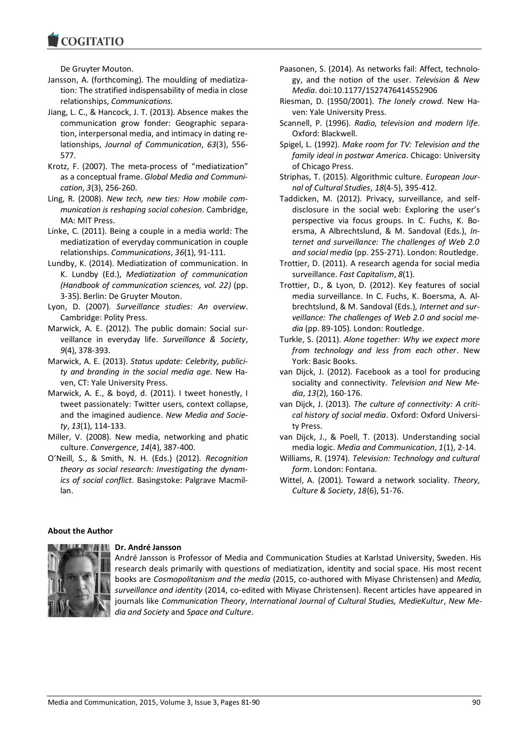De Gruyter Mouton.

Jansson, A. (forthcoming). The moulding of mediatization: The stratified indispensability of media in close relationships, *Communications.*

Jiang, L. C., & Hancock, J. T. (2013). Absence makes the communication grow fonder: Geographic separation, interpersonal media, and intimacy in dating relationships, *Journal of Communication*, *63*(3), 556-577.

Krotz, F. (2007). The meta-process of "mediatization" as a conceptual frame. *Global Media and Communication*, *3*(3), 256-260.

Ling, R. (2008). *New tech, new ties: How mobile communication is reshaping social cohesion*. Cambridge, MA: MIT Press.

Linke, C. (2011). Being a couple in a media world: The mediatization of everyday communication in couple relationships. *Communications*, *36*(1), 91-111.

Lundby, K. (2014). Mediatization of communication. In K. Lundby (Ed.), *Mediatization of communication (Handbook of communication sciences, vol. 22)* (pp. 3-35). Berlin: De Gruyter Mouton.

Lyon, D. (2007). *Surveillance studies: An overview*. Cambridge: Polity Press.

Marwick, A. E. (2012). The public domain: Social surveillance in everyday life. *Surveillance & Society*, *9*(4), 378-393.

Marwick, A. E. (2013). *Status update: Celebrity, publicity and branding in the social media age*. New Haven, CT: Yale University Press.

Marwick, A. E., & boyd, d. (2011). I tweet honestly, I tweet passionately: Twitter users, context collapse, and the imagined audience. *New Media and Society*, *13*(1), 114-133.

Miller, V. (2008). New media, networking and phatic culture. *Convergence*, *14*(4), 387-400.

O'Neill, S., & Smith, N. H. (Eds.) (2012). *Recognition theory as social research: Investigating the dynamics of social conflict*. Basingstoke: Palgrave Macmillan.

Paasonen, S. (2014). As networks fail: Affect, technology, and the notion of the user. *Television & New Media*. doi:10.1177/1527476414552906

Riesman, D. (1950/2001). *The lonely crowd*. New Haven: Yale University Press.

Scannell, P. (1996). *Radio, television and modern life*. Oxford: Blackwell.

Spigel, L. (1992). *Make room for TV: Television and the family ideal in postwar America*. Chicago: University of Chicago Press.

Striphas, T. (2015). Algorithmic culture. *European Journal of Cultural Studies*, *18*(4-5), 395-412.

Taddicken, M. (2012). Privacy, surveillance, and self-disclosure in the social web: Exploring the user's perspective via focus groups. In C. Fuchs, K. Boersma, A Albrechtslund, & M. Sandoval (Eds.), *Internet and surveillance: The challenges of Web 2.0 and social media* (pp. 255-271). London: Routledge.

Trottier, D. (2011). A research agenda for social media surveillance. *Fast Capitalism*, *8*(1).

Trottier, D., & Lyon, D. (2012). Key features of social media surveillance. In C. Fuchs, K. Boersma, A. Albrechtslund, & M. Sandoval (Eds.), *Internet and surveillance: The challenges of Web 2.0 and social media* (pp. 89-105)*.* London: Routledge.

Turkle, S. (2011). *Alone together: Why we expect more from technology and less from each other*. New York: Basic Books.

van Dijck, J. (2012). Facebook as a tool for producing sociality and connectivity. *Television and New Media*, *13*(2), 160-176.

van Dijck, J. (2013). *The culture of connectivity: A critical history of social media*. Oxford: Oxford University Press.

van Dijck, J., & Poell, T. (2013). Understanding social media logic. *Media and Communication*, *1*(1), 2-14.

Williams, R. (1974). *Television: Technology and cultural form*. London: Fontana.

Wittel, A. (2001). Toward a network sociality. *Theory, Culture & Society*, *18*(6), 51-76.

**About the Author**

**Dr. André Jansson**

André Jansson is Professor of Media and Communication Studies at Karlstad University, Sweden. His research deals primarily with questions of mediatization, identity and social space. His most recent books are *Cosmopolitanism and the media* (2015, co-authored with Miyase Christensen) and *Media, surveillance and identity* (2014, co-edited with Miyase Christensen). Recent articles have appeared in journals like *Communication Theory*, *International Journal of Cultural Studies, MedieKultur*, *New Media and Society* and *Space and Culture*.